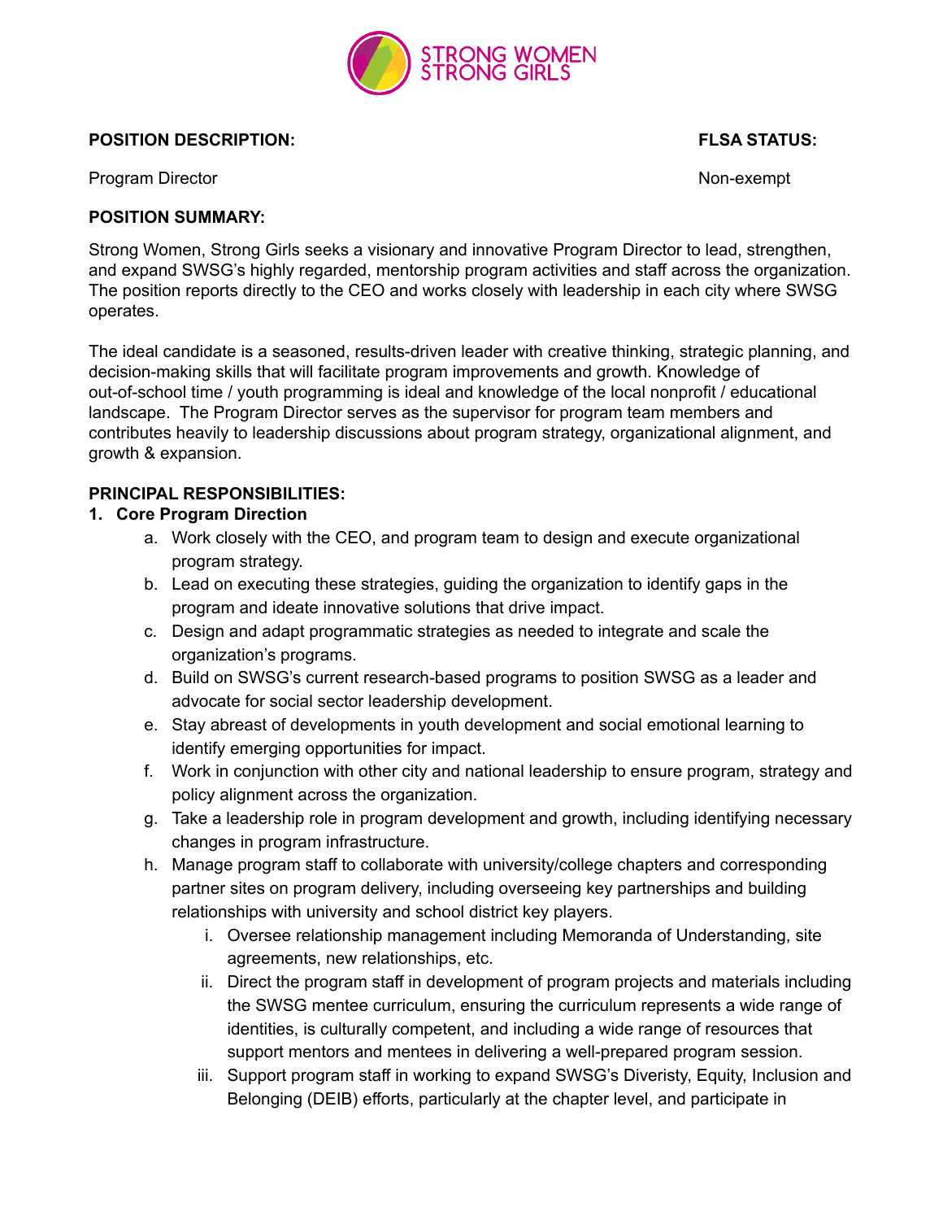STRONG WOMEN STRONG GIRLS

**POSITION DESCRIPTION:** **FLSA STATUS:**

Program Director Non-exempt

**POSITION SUMMARY:**

Strong Women, Strong Girls seeks a visionary and innovative Program Director to lead, strengthen, and expand SWSG's highly regarded, mentorship program activities and staff across the organization. The position reports directly to the CEO and works closely with leadership in each city where SWSG operates.

The ideal candidate is a seasoned, results-driven leader with creative thinking, strategic planning, and decision-making skills that will facilitate program improvements and growth. Knowledge of out-of-school time / youth programming is ideal and knowledge of the local nonprofit / educational landscape. The Program Director serves as the supervisor for program team members and contributes heavily to leadership discussions about program strategy, organizational alignment, and growth & expansion.

**PRINCIPAL RESPONSIBILITIES:**

1. **Core Program Direction**
   a. Work closely with the CEO, and program team to design and execute organizational program strategy.
   b. Lead on executing these strategies, guiding the organization to identify gaps in the program and ideate innovative solutions that drive impact.
   c. Design and adapt programmatic strategies as needed to integrate and scale the organization's programs.
   d. Build on SWSG's current research-based programs to position SWSG as a leader and advocate for social sector leadership development.
   e. Stay abreast of developments in youth development and social emotional learning to identify emerging opportunities for impact.
   f. Work in conjunction with other city and national leadership to ensure program, strategy and policy alignment across the organization.
   g. Take a leadership role in program development and growth, including identifying necessary changes in program infrastructure.
   h. Manage program staff to collaborate with university/college chapters and corresponding partner sites on program delivery, including overseeing key partnerships and building relationships with university and school district key players.
      i. Oversee relationship management including Memoranda of Understanding, site agreements, new relationships, etc.
      ii. Direct the program staff in development of program projects and materials including the SWSG mentee curriculum, ensuring the curriculum represents a wide range of identities, is culturally competent, and including a wide range of resources that support mentors and mentees in delivering a well-prepared program session.
      iii. Support program staff in working to expand SWSG's Diveristy, Equity, Inclusion and Belonging (DEIB) efforts, particularly at the chapter level, and participate in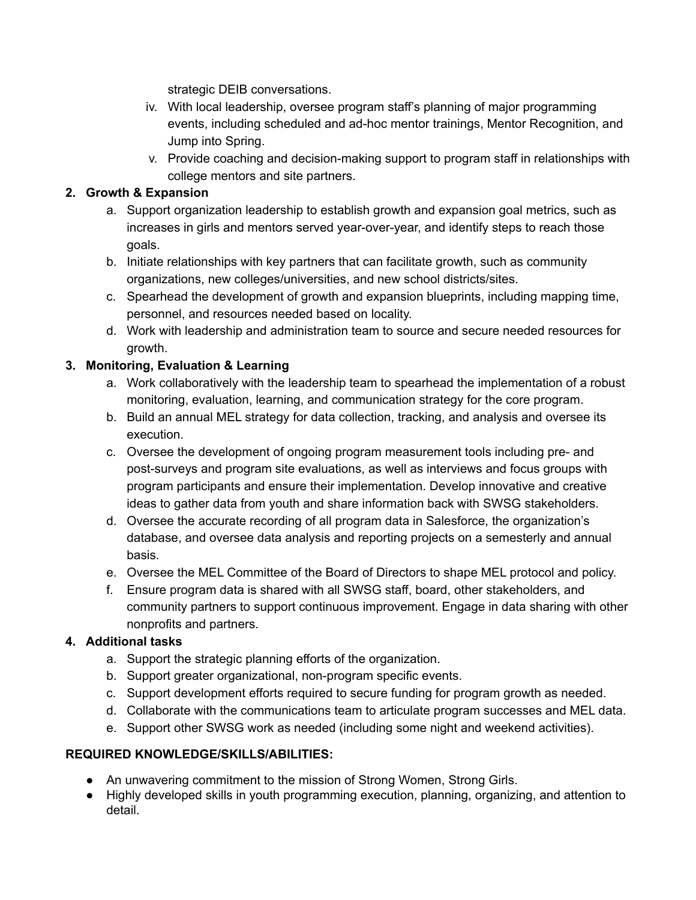strategic DEIB conversations.

iv. With local leadership, oversee program staff's planning of major programming events, including scheduled and ad-hoc mentor trainings, Mentor Recognition, and Jump into Spring.

v. Provide coaching and decision-making support to program staff in relationships with college mentors and site partners.

2. **Growth & Expansion**
   a. Support organization leadership to establish growth and expansion goal metrics, such as increases in girls and mentors served year-over-year, and identify steps to reach those goals.
   b. Initiate relationships with key partners that can facilitate growth, such as community organizations, new colleges/universities, and new school districts/sites.
   c. Spearhead the development of growth and expansion blueprints, including mapping time, personnel, and resources needed based on locality.
   d. Work with leadership and administration team to source and secure needed resources for growth.
3. **Monitoring, Evaluation & Learning**
   a. Work collaboratively with the leadership team to spearhead the implementation of a robust monitoring, evaluation, learning, and communication strategy for the core program.
   b. Build an annual MEL strategy for data collection, tracking, and analysis and oversee its execution.
   c. Oversee the development of ongoing program measurement tools including pre- and post-surveys and program site evaluations, as well as interviews and focus groups with program participants and ensure their implementation. Develop innovative and creative ideas to gather data from youth and share information back with SWSG stakeholders.
   d. Oversee the accurate recording of all program data in Salesforce, the organization's database, and oversee data analysis and reporting projects on a semesterly and annual basis.
   e. Oversee the MEL Committee of the Board of Directors to shape MEL protocol and policy.
   f. Ensure program data is shared with all SWSG staff, board, other stakeholders, and community partners to support continuous improvement. Engage in data sharing with other nonprofits and partners.
4. **Additional tasks**
   a. Support the strategic planning efforts of the organization.
   b. Support greater organizational, non-program specific events.
   c. Support development efforts required to secure funding for program growth as needed.
   d. Collaborate with the communications team to articulate program successes and MEL data.
   e. Support other SWSG work as needed (including some night and weekend activities).

**REQUIRED KNOWLEDGE/SKILLS/ABILITIES:**

- An unwavering commitment to the mission of Strong Women, Strong Girls.
- Highly developed skills in youth programming execution, planning, organizing, and attention to detail.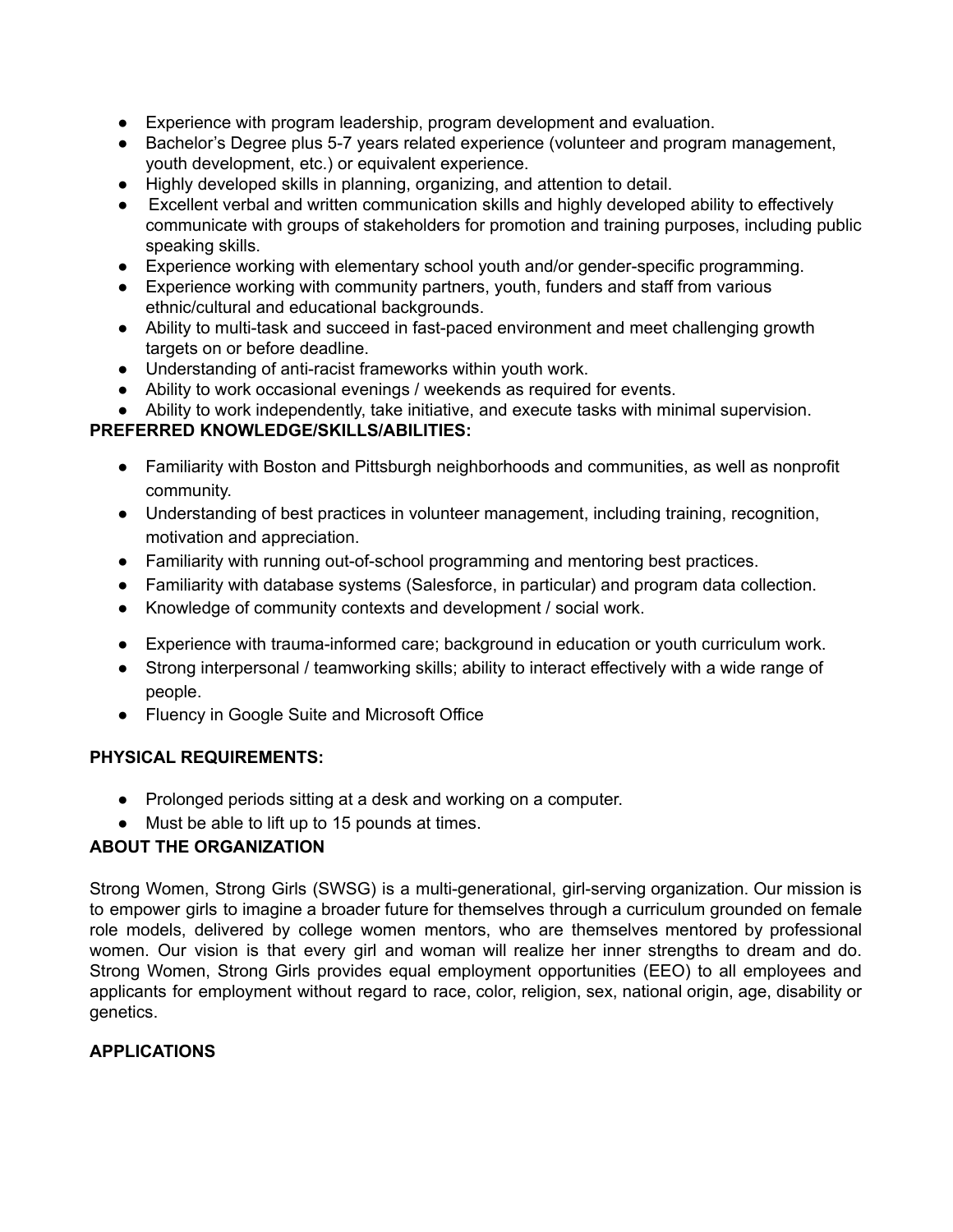- Experience with program leadership, program development and evaluation.
- Bachelor's Degree plus 5-7 years related experience (volunteer and program management, youth development, etc.) or equivalent experience.
- Highly developed skills in planning, organizing, and attention to detail.
- Excellent verbal and written communication skills and highly developed ability to effectively communicate with groups of stakeholders for promotion and training purposes, including public speaking skills.
- Experience working with elementary school youth and/or gender-specific programming.
- Experience working with community partners, youth, funders and staff from various ethnic/cultural and educational backgrounds.
- Ability to multi-task and succeed in fast-paced environment and meet challenging growth targets on or before deadline.
- Understanding of anti-racist frameworks within youth work.
- Ability to work occasional evenings / weekends as required for events.
- Ability to work independently, take initiative, and execute tasks with minimal supervision.

**PREFERRED KNOWLEDGE/SKILLS/ABILITIES:**

- Familiarity with Boston and Pittsburgh neighborhoods and communities, as well as nonprofit community.
- Understanding of best practices in volunteer management, including training, recognition, motivation and appreciation.
- Familiarity with running out-of-school programming and mentoring best practices.
- Familiarity with database systems (Salesforce, in particular) and program data collection.
- Knowledge of community contexts and development / social work.
- Experience with trauma-informed care; background in education or youth curriculum work.
- Strong interpersonal / teamworking skills; ability to interact effectively with a wide range of people.
- Fluency in Google Suite and Microsoft Office

**PHYSICAL REQUIREMENTS:**

- Prolonged periods sitting at a desk and working on a computer.
- Must be able to lift up to 15 pounds at times.

**ABOUT THE ORGANIZATION**

Strong Women, Strong Girls (SWSG) is a multi-generational, girl-serving organization. Our mission is to empower girls to imagine a broader future for themselves through a curriculum grounded on female role models, delivered by college women mentors, who are themselves mentored by professional women. Our vision is that every girl and woman will realize her inner strengths to dream and do. Strong Women, Strong Girls provides equal employment opportunities (EEO) to all employees and applicants for employment without regard to race, color, religion, sex, national origin, age, disability or genetics.

**APPLICATIONS**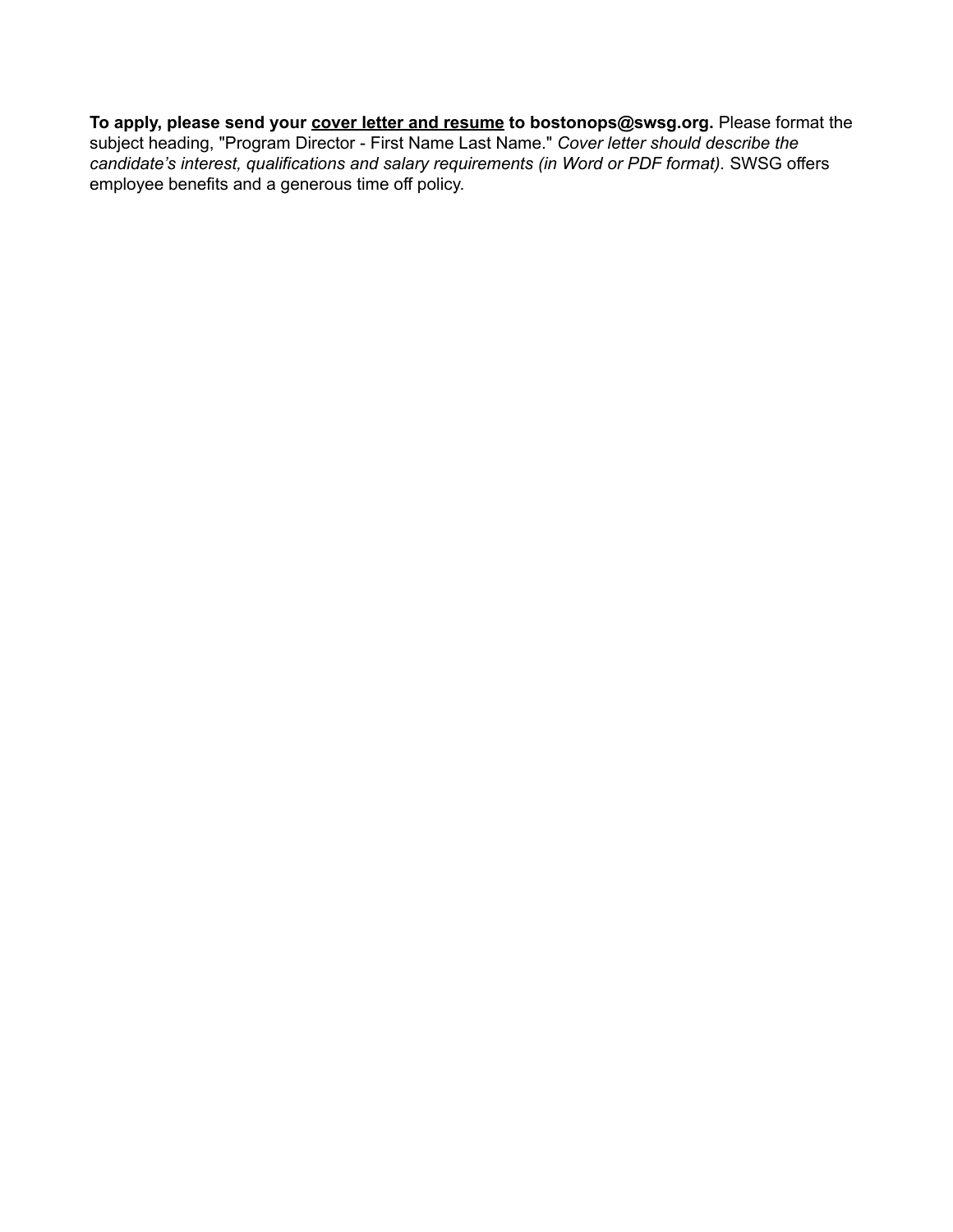**To apply, please send your <u>cover letter and resume</u> to bostonops@swsg.org.** Please format the subject heading, "Program Director - First Name Last Name." *Cover letter should describe the candidate's interest, qualifications and salary requirements (in Word or PDF format).* SWSG offers employee benefits and a generous time off policy.